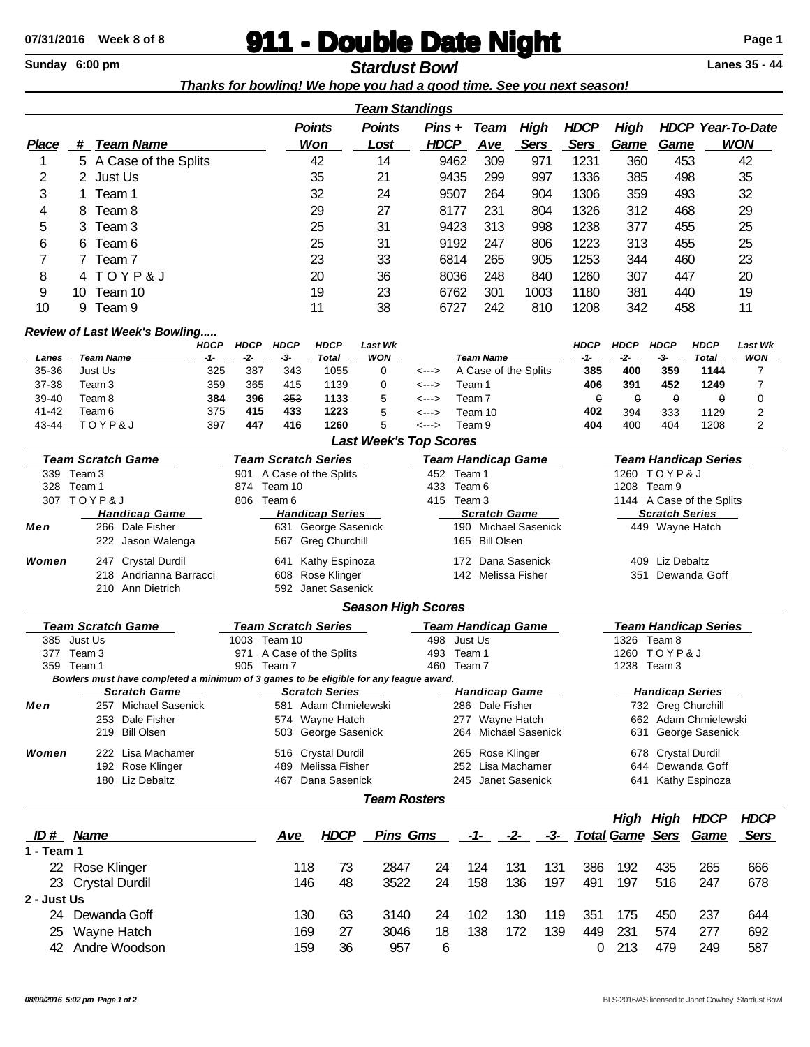# 911 - Double Date Night

07/31/2016 Week 8 of 8

Sunday 6:00 pm

## Stardust Bowl

Lanes 35 - 44

*Thanks for bowling! We hope you had a good time. See you next season!*

### Team Standings

| Place | # | Team Name | Points Won | Points Lost | Pins + HDCP | Team Ave | High Sers | HDCP Sers | High Game | HDCP Game | Year-To-Date WON |
|---|---|---|---|---|---|---|---|---|---|---|---|
| 1 | 5 | A Case of the Splits | 42 | 14 | 9462 | 309 | 971 | 1231 | 360 | 453 | 42 |
| 2 | 2 | Just Us | 35 | 21 | 9435 | 299 | 997 | 1336 | 385 | 498 | 35 |
| 3 | 1 | Team 1 | 32 | 24 | 9507 | 264 | 904 | 1306 | 359 | 493 | 32 |
| 4 | 8 | Team 8 | 29 | 27 | 8177 | 231 | 804 | 1326 | 312 | 468 | 29 |
| 5 | 3 | Team 3 | 25 | 31 | 9423 | 313 | 998 | 1238 | 377 | 455 | 25 |
| 6 | 6 | Team 6 | 25 | 31 | 9192 | 247 | 806 | 1223 | 313 | 455 | 25 |
| 7 | 7 | Team 7 | 23 | 33 | 6814 | 265 | 905 | 1253 | 344 | 460 | 23 |
| 8 | 4 | T O Y P & J | 20 | 36 | 8036 | 248 | 840 | 1260 | 307 | 447 | 20 |
| 9 | 10 | Team 10 | 19 | 23 | 6762 | 301 | 1003 | 1180 | 381 | 440 | 19 |
| 10 | 9 | Team 9 | 11 | 38 | 6727 | 242 | 810 | 1208 | 342 | 458 | 11 |

### Review of Last Week's Bowling.....

| Lanes | Team Name | HDCP -1- | HDCP -2- | HDCP -3- | HDCP Total | Last Wk WON | | Team Name | HDCP -1- | HDCP -2- | HDCP -3- | HDCP Total | Last Wk WON |
|---|---|---|---|---|---|---|---|---|---|---|---|---|---|
| 35-36 | Just Us | 325 | 387 | 343 | 1055 | 0 | <---> | A Case of the Splits | **385** | **400** | **359** | **1144** | 7 |
| 37-38 | Team 3 | 359 | 365 | 415 | 1139 | 0 | <---> | Team 1 | **406** | **391** | **452** | **1249** | 7 |
| 39-40 | Team 8 | **384** | **396** | ~~353~~ | **1133** | 5 | <---> | Team 7 | ~~0~~ | ~~0~~ | ~~0~~ | ~~0~~ | 0 |
| 41-42 | Team 6 | 375 | **415** | **433** | **1223** | 5 | <---> | Team 10 | **402** | 394 | 333 | 1129 | 2 |
| 43-44 | T O Y P & J | 397 | **447** | **416** | **1260** | 5 | <---> | Team 9 | **404** | 400 | 404 | 1208 | 2 |

### Last Week's Top Scores

| | Team Scratch Game | Team Scratch Series | Team Handicap Game | Team Handicap Series |
|---|---|---|---|---|
| | 339 Team 3 | 901 A Case of the Splits | 452 Team 1 | 1260 T O Y P & J |
| | 328 Team 1 | 874 Team 10 | 433 Team 6 | 1208 Team 9 |
| | 307 T O Y P & J | 806 Team 6 | 415 Team 3 | 1144 A Case of the Splits |
| | **Handicap Game** | **Handicap Series** | **Scratch Game** | **Scratch Series** |
| **Men** | 266 Dale Fisher | 631 George Sasenick | 190 Michael Sasenick | 449 Wayne Hatch |
| | 222 Jason Walenga | 567 Greg Churchill | 165 Bill Olsen | |
| **Women** | 247 Crystal Durdil | 641 Kathy Espinoza | 172 Dana Sasenick | 409 Liz Debaltz |
| | 218 Andrianna Barracci | 608 Rose Klinger | 142 Melissa Fisher | 351 Dewanda Goff |
| | 210 Ann Dietrich | 592 Janet Sasenick | | |

### Season High Scores

| | Team Scratch Game | Team Scratch Series | Team Handicap Game | Team Handicap Series |
|---|---|---|---|---|
| | 385 Just Us | 1003 Team 10 | 498 Just Us | 1326 Team 8 |
| | 377 Team 3 | 971 A Case of the Splits | 493 Team 1 | 1260 T O Y P & J |
| | 359 Team 1 | 905 Team 7 | 460 Team 7 | 1238 Team 3 |

*Bowlers must have completed a minimum of 3 games to be eligible for any league award.*

| | Scratch Game | Scratch Series | Handicap Game | Handicap Series |
|---|---|---|---|---|
| **Men** | 257 Michael Sasenick | 581 Adam Chmielewski | 286 Dale Fisher | 732 Greg Churchill |
| | 253 Dale Fisher | 574 Wayne Hatch | 277 Wayne Hatch | 662 Adam Chmielewski |
| | 219 Bill Olsen | 503 George Sasenick | 264 Michael Sasenick | 631 George Sasenick |
| **Women** | 222 Lisa Machamer | 516 Crystal Durdil | 265 Rose Klinger | 678 Crystal Durdil |
| | 192 Rose Klinger | 489 Melissa Fisher | 252 Lisa Machamer | 644 Dewanda Goff |
| | 180 Liz Debaltz | 467 Dana Sasenick | 245 Janet Sasenick | 641 Kathy Espinoza |

### Team Rosters

| ID # | Name | Ave | HDCP | Pins | Gms | -1- | -2- | -3- | Total | High Game | High Sers | HDCP Game | HDCP Sers |
|---|---|---|---|---|---|---|---|---|---|---|---|---|---|
| **1 - Team 1** | | | | | | | | | | | | | |
| 22 | Rose Klinger | 118 | 73 | 2847 | 24 | 124 | 131 | 131 | 386 | 192 | 435 | 265 | 666 |
| 23 | Crystal Durdil | 146 | 48 | 3522 | 24 | 158 | 136 | 197 | 491 | 197 | 516 | 247 | 678 |
| **2 - Just Us** | | | | | | | | | | | | | |
| 24 | Dewanda Goff | 130 | 63 | 3140 | 24 | 102 | 130 | 119 | 351 | 175 | 450 | 237 | 644 |
| 25 | Wayne Hatch | 169 | 27 | 3046 | 18 | 138 | 172 | 139 | 449 | 231 | 574 | 277 | 692 |
| 42 | Andre Woodson | 159 | 36 | 957 | 6 | | | | 0 | 213 | 479 | 249 | 587 |

*08/09/2016 5:02 pm Page 1 of 2* BLS-2016/AS licensed to Janet Cowhey Stardust Bowl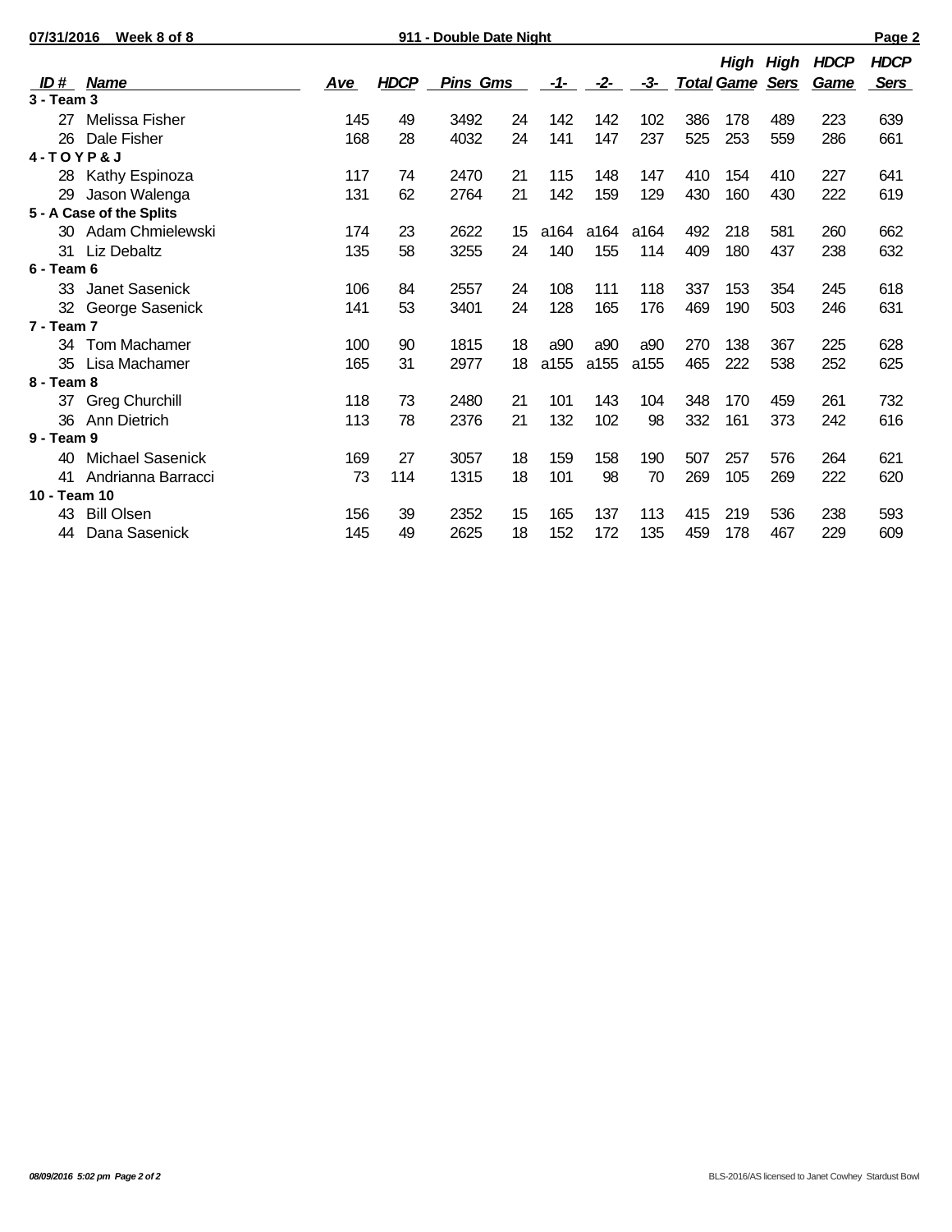**911 - Double Date Night**

**07/31/2016 Week 8 of 8**

| ID # | Name | Ave | HDCP | Pins | Gms | -1- | -2- | -3- | Total | High Game | High Sers | HDCP Game | HDCP Sers |
|---|---|---|---|---|---|---|---|---|---|---|---|---|---|
| **3 - Team 3** | | | | | | | | | | | | | |
| 27 | Melissa Fisher | 145 | 49 | 3492 | 24 | 142 | 142 | 102 | 386 | 178 | 489 | 223 | 639 |
| 26 | Dale Fisher | 168 | 28 | 4032 | 24 | 141 | 147 | 237 | 525 | 253 | 559 | 286 | 661 |
| **4 - T O Y P & J** | | | | | | | | | | | | | |
| 28 | Kathy Espinoza | 117 | 74 | 2470 | 21 | 115 | 148 | 147 | 410 | 154 | 410 | 227 | 641 |
| 29 | Jason Walenga | 131 | 62 | 2764 | 21 | 142 | 159 | 129 | 430 | 160 | 430 | 222 | 619 |
| **5 - A Case of the Splits** | | | | | | | | | | | | | |
| 30 | Adam Chmielewski | 174 | 23 | 2622 | 15 | a164 | a164 | a164 | 492 | 218 | 581 | 260 | 662 |
| 31 | Liz Debaltz | 135 | 58 | 3255 | 24 | 140 | 155 | 114 | 409 | 180 | 437 | 238 | 632 |
| **6 - Team 6** | | | | | | | | | | | | | |
| 33 | Janet Sasenick | 106 | 84 | 2557 | 24 | 108 | 111 | 118 | 337 | 153 | 354 | 245 | 618 |
| 32 | George Sasenick | 141 | 53 | 3401 | 24 | 128 | 165 | 176 | 469 | 190 | 503 | 246 | 631 |
| **7 - Team 7** | | | | | | | | | | | | | |
| 34 | Tom Machamer | 100 | 90 | 1815 | 18 | a90 | a90 | a90 | 270 | 138 | 367 | 225 | 628 |
| 35 | Lisa Machamer | 165 | 31 | 2977 | 18 | a155 | a155 | a155 | 465 | 222 | 538 | 252 | 625 |
| **8 - Team 8** | | | | | | | | | | | | | |
| 37 | Greg Churchill | 118 | 73 | 2480 | 21 | 101 | 143 | 104 | 348 | 170 | 459 | 261 | 732 |
| 36 | Ann Dietrich | 113 | 78 | 2376 | 21 | 132 | 102 | 98 | 332 | 161 | 373 | 242 | 616 |
| **9 - Team 9** | | | | | | | | | | | | | |
| 40 | Michael Sasenick | 169 | 27 | 3057 | 18 | 159 | 158 | 190 | 507 | 257 | 576 | 264 | 621 |
| 41 | Andrianna Barracci | 73 | 114 | 1315 | 18 | 101 | 98 | 70 | 269 | 105 | 269 | 222 | 620 |
| **10 - Team 10** | | | | | | | | | | | | | |
| 43 | Bill Olsen | 156 | 39 | 2352 | 15 | 165 | 137 | 113 | 415 | 219 | 536 | 238 | 593 |
| 44 | Dana Sasenick | 145 | 49 | 2625 | 18 | 152 | 172 | 135 | 459 | 178 | 467 | 229 | 609 |

*08/09/2016 5:02 pm*

BLS-2016/AS licensed to Janet Cowhey Stardust Bowl